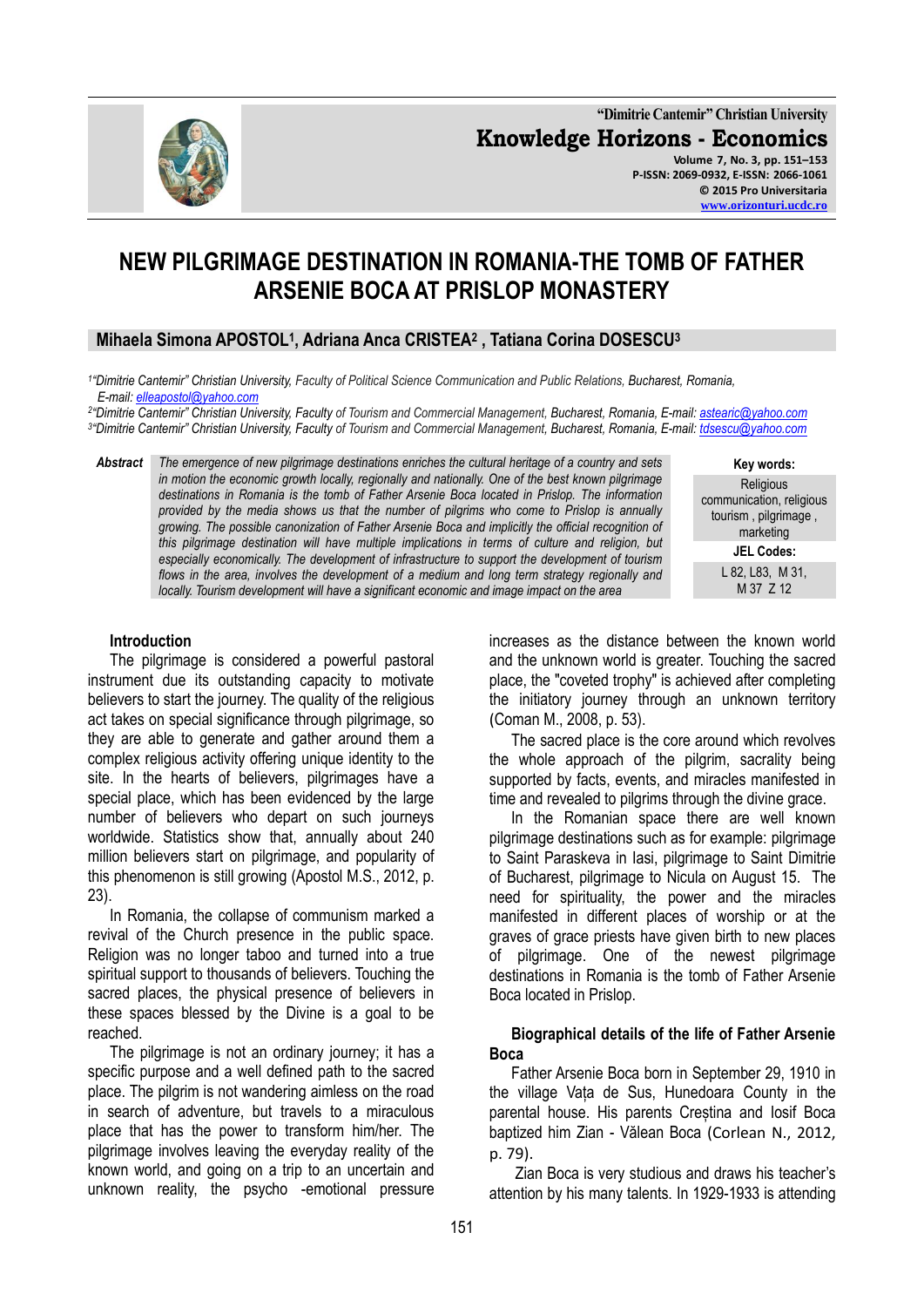# NEW PILGRIMAGE DESTINATION IN ROMANIA-THE TOMB OF FATHER ARSENIE BOCA AT PRISLOP MONASTERY

**Mihaela Simona APOSTOL[1], Adriana Anca CRISTEA[2], Tatiana Corina DOSESCU[3]**

*[1]"Dimitrie Cantemir" Christian University, Faculty of Political Science Communication and Public Relations, Bucharest, Romania, E-mail: elleapostol@yahoo.com*
*[2]"Dimitrie Cantemir" Christian University, Faculty of Tourism and Commercial Management, Bucharest, Romania, E-mail: astearic@yahoo.com*
*[3]"Dimitrie Cantemir" Christian University, Faculty of Tourism and Commercial Management, Bucharest, Romania, E-mail: tdsescu@yahoo.com*

**Abstract** *The emergence of new pilgrimage destinations enriches the cultural heritage of a country and sets in motion the economic growth locally, regionally and nationally. One of the best known pilgrimage destinations in Romania is the tomb of Father Arsenie Boca located in Prislop. The information provided by the media shows us that the number of pilgrims who come to Prislop is annually growing. The possible canonization of Father Arsenie Boca and implicitly the official recognition of this pilgrimage destination will have multiple implications in terms of culture and religion, but especially economically. The development of infrastructure to support the development of tourism flows in the area, involves the development of a medium and long term strategy regionally and locally. Tourism development will have a significant economic and image impact on the area*

**Key words:** Religious communication, religious tourism , pilgrimage , marketing

**JEL Codes:** L 82, L83, M 31, M 37 Z 12

## Introduction

The pilgrimage is considered a powerful pastoral instrument due its outstanding capacity to motivate believers to start the journey. The quality of the religious act takes on special significance through pilgrimage, so they are able to generate and gather around them a complex religious activity offering unique identity to the site. In the hearts of believers, pilgrimages have a special place, which has been evidenced by the large number of believers who depart on such journeys worldwide. Statistics show that, annually about 240 million believers start on pilgrimage, and popularity of this phenomenon is still growing (Apostol M.S., 2012, p. 23).

In Romania, the collapse of communism marked a revival of the Church presence in the public space. Religion was no longer taboo and turned into a true spiritual support to thousands of believers. Touching the sacred places, the physical presence of believers in these spaces blessed by the Divine is a goal to be reached.

The pilgrimage is not an ordinary journey; it has a specific purpose and a well defined path to the sacred place. The pilgrim is not wandering aimless on the road in search of adventure, but travels to a miraculous place that has the power to transform him/her. The pilgrimage involves leaving the everyday reality of the known world, and going on a trip to an uncertain and unknown reality, the psycho -emotional pressure increases as the distance between the known world and the unknown world is greater. Touching the sacred place, the "coveted trophy" is achieved after completing the initiatory journey through an unknown territory (Coman M., 2008, p. 53).

The sacred place is the core around which revolves the whole approach of the pilgrim, sacrality being supported by facts, events, and miracles manifested in time and revealed to pilgrims through the divine grace.

In the Romanian space there are well known pilgrimage destinations such as for example: pilgrimage to Saint Paraskeva in Iasi, pilgrimage to Saint Dimitrie of Bucharest, pilgrimage to Nicula on August 15. The need for spirituality, the power and the miracles manifested in different places of worship or at the graves of grace priests have given birth to new places of pilgrimage. One of the newest pilgrimage destinations in Romania is the tomb of Father Arsenie Boca located in Prislop.

## Biographical details of the life of Father Arsenie Boca

Father Arsenie Boca born in September 29, 1910 in the village Vața de Sus, Hunedoara County in the parental house. His parents Creștina and Iosif Boca baptized him Zian - Vălean Boca (Corlean N., 2012, p. 79).

Zian Boca is very studious and draws his teacher's attention by his many talents. In 1929-1933 is attending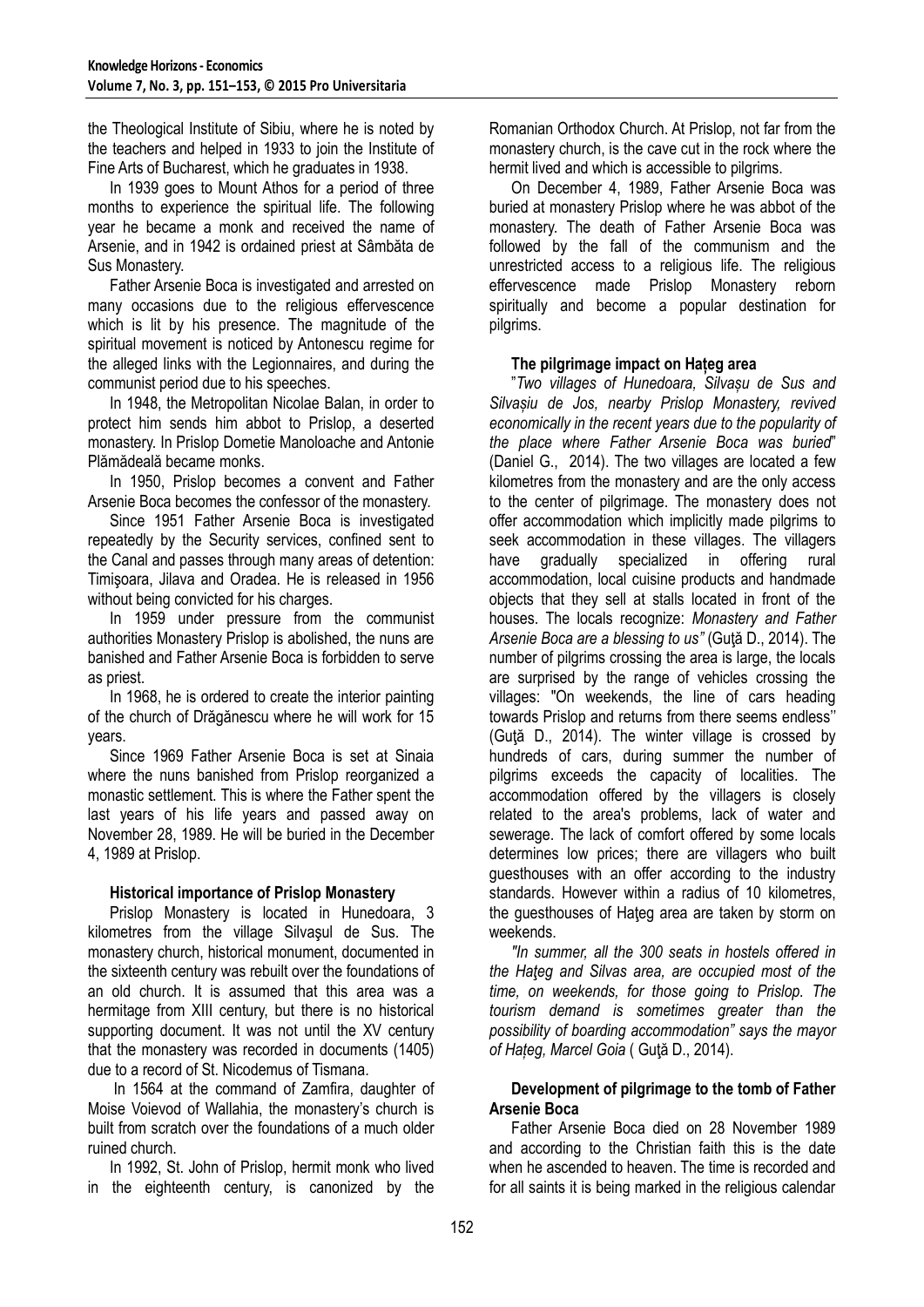the Theological Institute of Sibiu, where he is noted by the teachers and helped in 1933 to join the Institute of Fine Arts of Bucharest, which he graduates in 1938.

In 1939 goes to Mount Athos for a period of three months to experience the spiritual life. The following year he became a monk and received the name of Arsenie, and in 1942 is ordained priest at Sâmbăta de Sus Monastery.

Father Arsenie Boca is investigated and arrested on many occasions due to the religious effervescence which is lit by his presence. The magnitude of the spiritual movement is noticed by Antonescu regime for the alleged links with the Legionnaires, and during the communist period due to his speeches.

In 1948, the Metropolitan Nicolae Balan, in order to protect him sends him abbot to Prislop, a deserted monastery. In Prislop Dometie Manoloache and Antonie Plămădeală became monks.

In 1950, Prislop becomes a convent and Father Arsenie Boca becomes the confessor of the monastery.

Since 1951 Father Arsenie Boca is investigated repeatedly by the Security services, confined sent to the Canal and passes through many areas of detention: Timişoara, Jilava and Oradea. He is released in 1956 without being convicted for his charges.

In 1959 under pressure from the communist authorities Monastery Prislop is abolished, the nuns are banished and Father Arsenie Boca is forbidden to serve as priest.

In 1968, he is ordered to create the interior painting of the church of Drăgănescu where he will work for 15 years.

Since 1969 Father Arsenie Boca is set at Sinaia where the nuns banished from Prislop reorganized a monastic settlement. This is where the Father spent the last years of his life years and passed away on November 28, 1989. He will be buried in the December 4, 1989 at Prislop.

**Historical importance of Prislop Monastery**

Prislop Monastery is located in Hunedoara, 3 kilometres from the village Silvaşul de Sus. The monastery church, historical monument, documented in the sixteenth century was rebuilt over the foundations of an old church. It is assumed that this area was a hermitage from XIII century, but there is no historical supporting document. It was not until the XV century that the monastery was recorded in documents (1405) due to a record of St. Nicodemus of Tismana.

In 1564 at the command of Zamfira, daughter of Moise Voievod of Wallahia, the monastery's church is built from scratch over the foundations of a much older ruined church.

In 1992, St. John of Prislop, hermit monk who lived in the eighteenth century, is canonized by the Romanian Orthodox Church. At Prislop, not far from the monastery church, is the cave cut in the rock where the hermit lived and which is accessible to pilgrims.

On December 4, 1989, Father Arsenie Boca was buried at monastery Prislop where he was abbot of the monastery. The death of Father Arsenie Boca was followed by the fall of the communism and the unrestricted access to a religious life. The religious effervescence made Prislop Monastery reborn spiritually and become a popular destination for pilgrims.

**The pilgrimage impact on Hațeg area**

"*Two villages of Hunedoara, Silvașu de Sus and Silvașiu de Jos, nearby Prislop Monastery, revived economically in the recent years due to the popularity of the place where Father Arsenie Boca was buried*" (Daniel G., 2014). The two villages are located a few kilometres from the monastery and are the only access to the center of pilgrimage. The monastery does not offer accommodation which implicitly made pilgrims to seek accommodation in these villages. The villagers have gradually specialized in offering rural accommodation, local cuisine products and handmade objects that they sell at stalls located in front of the houses. The locals recognize: *Monastery and Father Arsenie Boca are a blessing to us"* (Guţă D., 2014). The number of pilgrims crossing the area is large, the locals are surprised by the range of vehicles crossing the villages: "On weekends, the line of cars heading towards Prislop and returns from there seems endless'' (Guţă D., 2014). The winter village is crossed by hundreds of cars, during summer the number of pilgrims exceeds the capacity of localities. The accommodation offered by the villagers is closely related to the area's problems, lack of water and sewerage. The lack of comfort offered by some locals determines low prices; there are villagers who built guesthouses with an offer according to the industry standards. However within a radius of 10 kilometres, the guesthouses of Haţeg area are taken by storm on weekends.

*"In summer, all the 300 seats in hostels offered in the Haţeg and Silvas area, are occupied most of the time, on weekends, for those going to Prislop. The tourism demand is sometimes greater than the possibility of boarding accommodation" says the mayor of Hațeg, Marcel Goia* ( Guţă D., 2014).

**Development of pilgrimage to the tomb of Father Arsenie Boca**

Father Arsenie Boca died on 28 November 1989 and according to the Christian faith this is the date when he ascended to heaven. The time is recorded and for all saints it is being marked in the religious calendar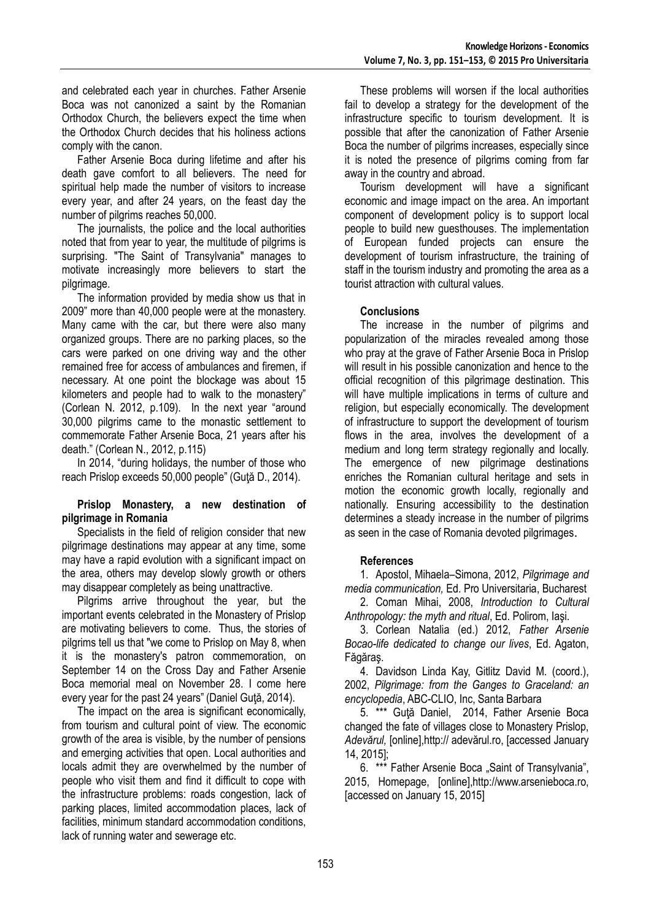and celebrated each year in churches. Father Arsenie Boca was not canonized a saint by the Romanian Orthodox Church, the believers expect the time when the Orthodox Church decides that his holiness actions comply with the canon.

Father Arsenie Boca during lifetime and after his death gave comfort to all believers. The need for spiritual help made the number of visitors to increase every year, and after 24 years, on the feast day the number of pilgrims reaches 50,000.

The journalists, the police and the local authorities noted that from year to year, the multitude of pilgrims is surprising. "The Saint of Transylvania" manages to motivate increasingly more believers to start the pilgrimage.

The information provided by media show us that in 2009" more than 40,000 people were at the monastery. Many came with the car, but there were also many organized groups. There are no parking places, so the cars were parked on one driving way and the other remained free for access of ambulances and firemen, if necessary. At one point the blockage was about 15 kilometers and people had to walk to the monastery" (Corlean N. 2012, p.109). In the next year "around 30,000 pilgrims came to the monastic settlement to commemorate Father Arsenie Boca, 21 years after his death." (Corlean N., 2012, p.115)

In 2014, "during holidays, the number of those who reach Prislop exceeds 50,000 people" (Guţă D., 2014).

**Prislop Monastery, a new destination of pilgrimage in Romania**

Specialists in the field of religion consider that new pilgrimage destinations may appear at any time, some may have a rapid evolution with a significant impact on the area, others may develop slowly growth or others may disappear completely as being unattractive.

Pilgrims arrive throughout the year, but the important events celebrated in the Monastery of Prislop are motivating believers to come. Thus, the stories of pilgrims tell us that "we come to Prislop on May 8, when it is the monastery's patron commemoration, on September 14 on the Cross Day and Father Arsenie Boca memorial meal on November 28. I come here every year for the past 24 years" (Daniel Guţă, 2014).

The impact on the area is significant economically, from tourism and cultural point of view. The economic growth of the area is visible, by the number of pensions and emerging activities that open. Local authorities and locals admit they are overwhelmed by the number of people who visit them and find it difficult to cope with the infrastructure problems: roads congestion, lack of parking places, limited accommodation places, lack of facilities, minimum standard accommodation conditions, lack of running water and sewerage etc.

These problems will worsen if the local authorities fail to develop a strategy for the development of the infrastructure specific to tourism development. It is possible that after the canonization of Father Arsenie Boca the number of pilgrims increases, especially since it is noted the presence of pilgrims coming from far away in the country and abroad.

Tourism development will have a significant economic and image impact on the area. An important component of development policy is to support local people to build new guesthouses. The implementation of European funded projects can ensure the development of tourism infrastructure, the training of staff in the tourism industry and promoting the area as a tourist attraction with cultural values.

**Conclusions**

The increase in the number of pilgrims and popularization of the miracles revealed among those who pray at the grave of Father Arsenie Boca in Prislop will result in his possible canonization and hence to the official recognition of this pilgrimage destination. This will have multiple implications in terms of culture and religion, but especially economically. The development of infrastructure to support the development of tourism flows in the area, involves the development of a medium and long term strategy regionally and locally. The emergence of new pilgrimage destinations enriches the Romanian cultural heritage and sets in motion the economic growth locally, regionally and nationally. Ensuring accessibility to the destination determines a steady increase in the number of pilgrims as seen in the case of Romania devoted pilgrimages.

**References**

1. Apostol, Mihaela–Simona, 2012, *Pilgrimage and media communication,* Ed. Pro Universitaria, Bucharest
2. Coman Mihai, 2008, *Introduction to Cultural Anthropology: the myth and ritual*, Ed. Polirom, Iaşi.
3. Corlean Natalia (ed.) 2012, *Father Arsenie Bocao-life dedicated to change our lives*, Ed. Agaton, Făgăraş.
4. Davidson Linda Kay, Gitlitz David M. (coord.), 2002, *Pilgrimage: from the Ganges to Graceland: an encyclopedia*, ABC-CLIO, Inc, Santa Barbara
5. *** Guţă Daniel, 2014, Father Arsenie Boca changed the fate of villages close to Monastery Prislop, *Adevărul,* [online],http:// adevărul.ro, [accessed January 14, 2015];
6. *** Father Arsenie Boca „Saint of Transylvania", 2015, Homepage, [online],http://www.arsenieboca.ro, [accessed on January 15, 2015]